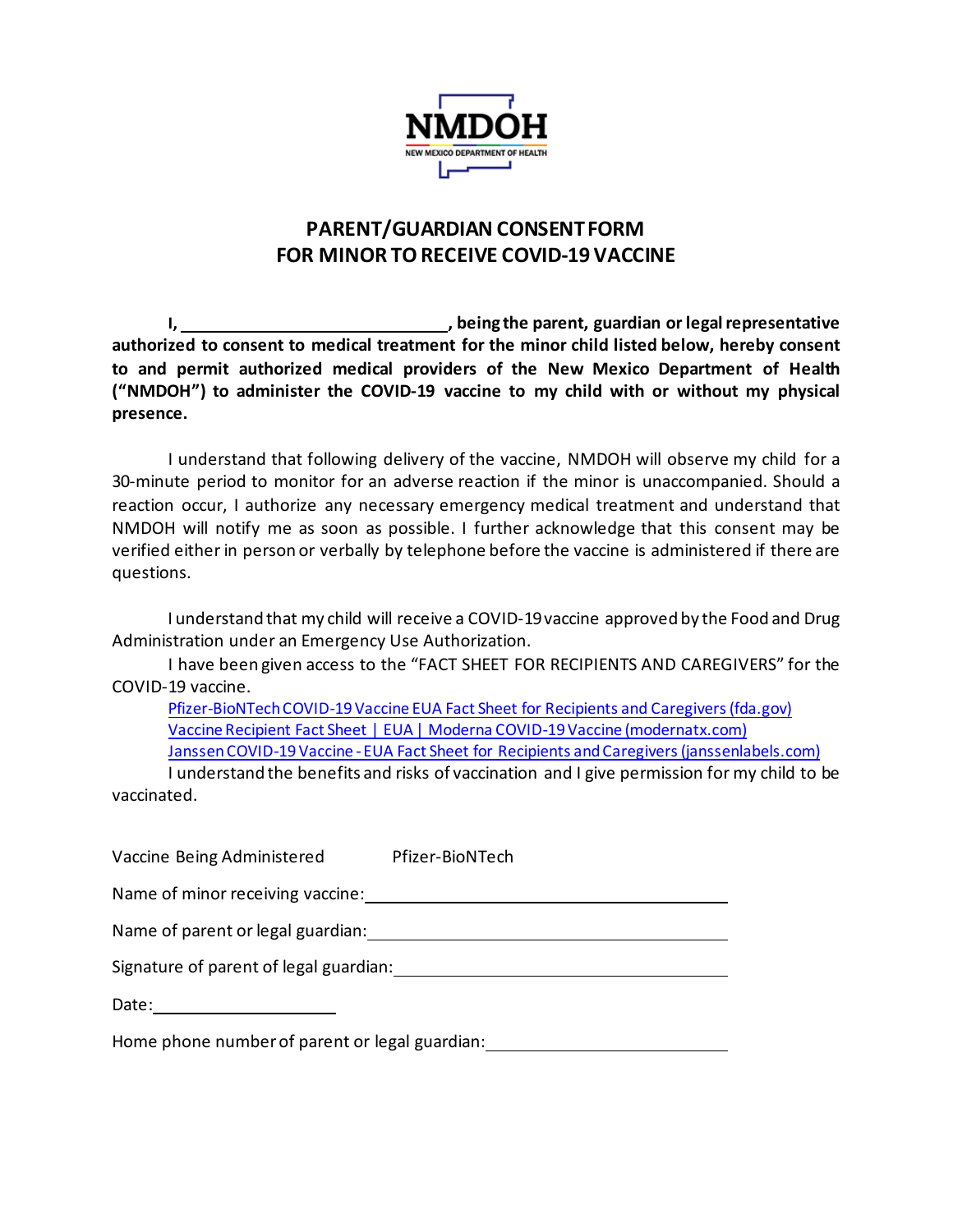NMDOH

NEW MEXICO DEPARTMENT OF HEALTH

# PARENT/GUARDIAN CONSENT FORM FOR MINOR TO RECEIVE COVID-19 VACCINE

**I, ______________________________, being the parent, guardian or legal representative authorized to consent to medical treatment for the minor child listed below, hereby consent to and permit authorized medical providers of the New Mexico Department of Health ("NMDOH") to administer the COVID-19 vaccine to my child with or without my physical presence.**

I understand that following delivery of the vaccine, NMDOH will observe my child for a 30-minute period to monitor for an adverse reaction if the minor is unaccompanied. Should a reaction occur, I authorize any necessary emergency medical treatment and understand that NMDOH will notify me as soon as possible. I further acknowledge that this consent may be verified either in person or verbally by telephone before the vaccine is administered if there are questions.

I understand that my child will receive a COVID-19 vaccine approved by the Food and Drug Administration under an Emergency Use Authorization.

I have been given access to the "FACT SHEET FOR RECIPIENTS AND CAREGIVERS" for the COVID-19 vaccine.

Pfizer-BioNTech COVID-19 Vaccine EUA Fact Sheet for Recipients and Caregivers (fda.gov)
Vaccine Recipient Fact Sheet | EUA | Moderna COVID-19 Vaccine (modernatx.com)
Janssen COVID-19 Vaccine - EUA Fact Sheet for Recipients and Caregivers (janssenlabels.com)

I understand the benefits and risks of vaccination and I give permission for my child to be vaccinated.

Vaccine Being Administered Pfizer-BioNTech

Name of minor receiving vaccine: ______________________________

Name of parent or legal guardian: ______________________________

Signature of parent of legal guardian: ______________________________

Date: ____________________

Home phone number of parent or legal guardian: ______________________________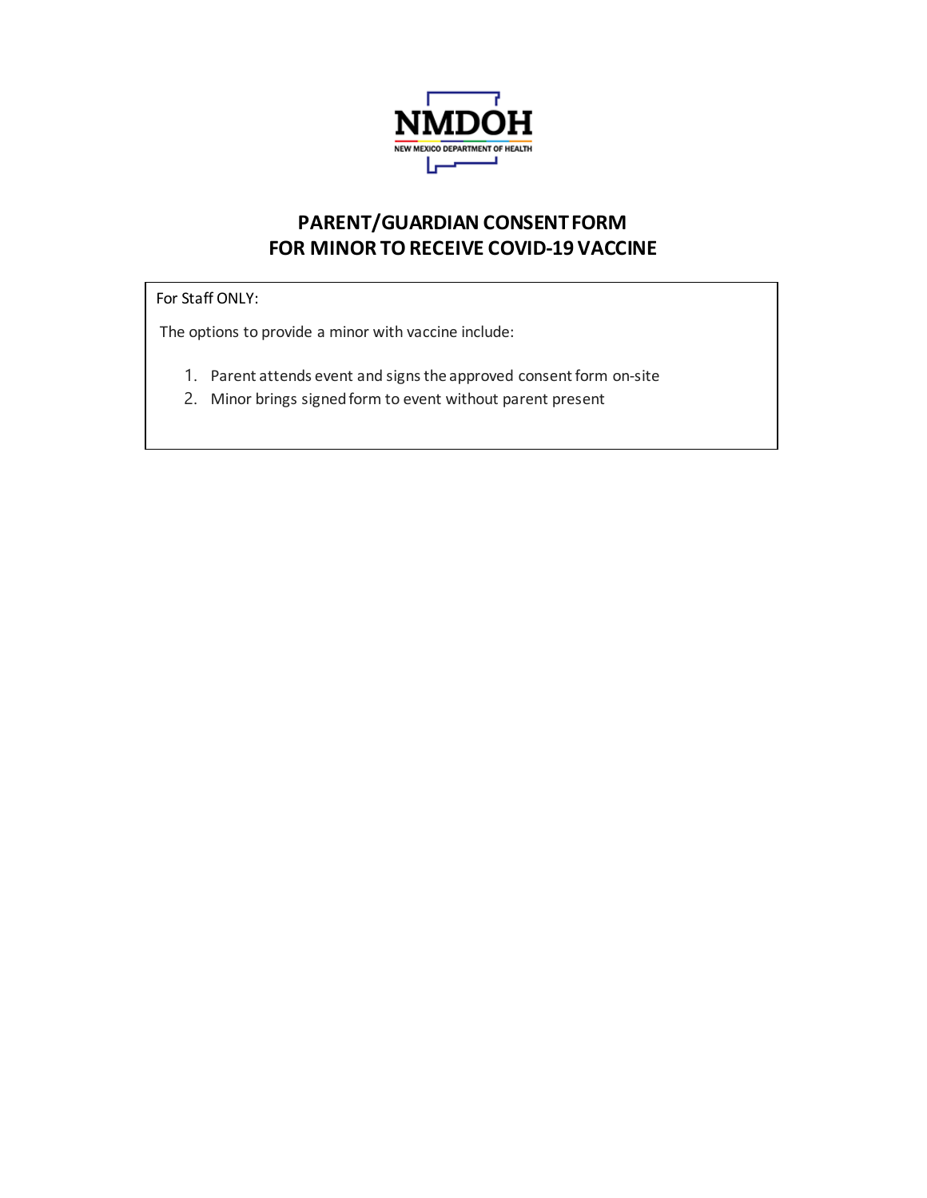NMDOH

NEW MEXICO DEPARTMENT OF HEALTH

# PARENT/GUARDIAN CONSENT FORM FOR MINOR TO RECEIVE COVID-19 VACCINE

For Staff ONLY:

The options to provide a minor with vaccine include:

1. Parent attends event and signs the approved consent form on-site
2. Minor brings signed form to event without parent present